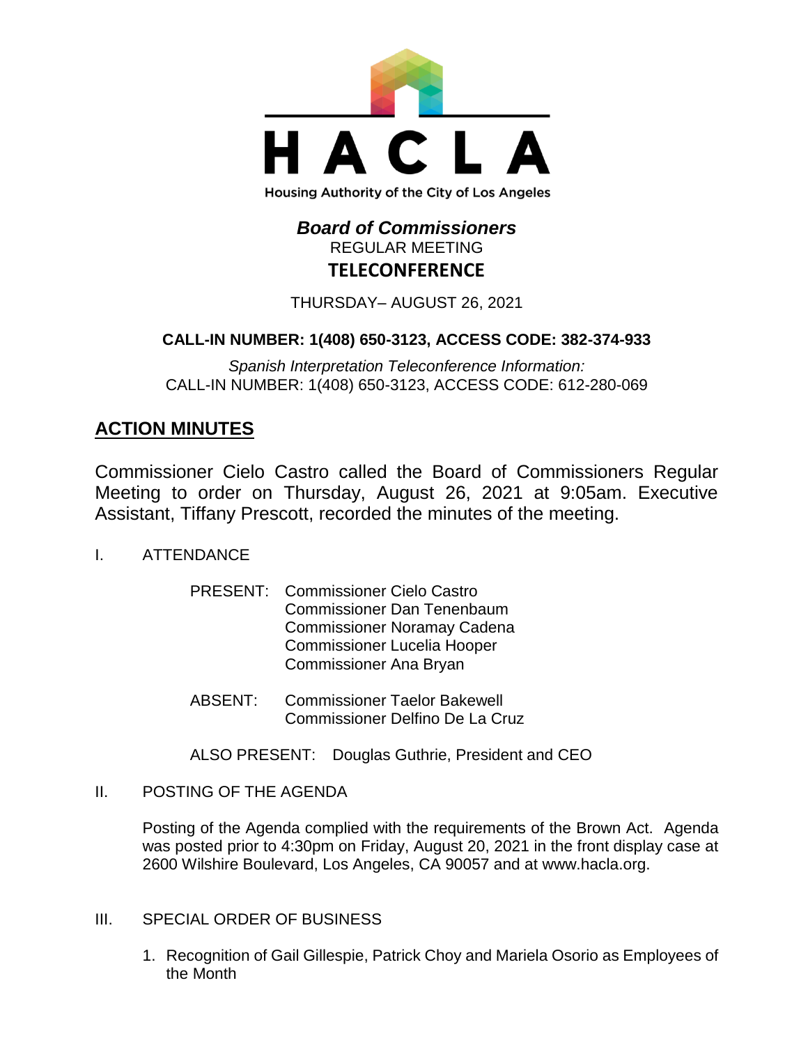HACLA

Housing Authority of the City of Los Angeles

# *Board of Commissioners*

REGULAR MEETING

**TELECONFERENCE**

THURSDAY– AUGUST 26, 2021

**CALL-IN NUMBER: 1(408) 650-3123, ACCESS CODE: 382-374-933**

*Spanish Interpretation Teleconference Information:*
CALL-IN NUMBER: 1(408) 650-3123, ACCESS CODE: 612-280-069

## ACTION MINUTES

Commissioner Cielo Castro called the Board of Commissioners Regular Meeting to order on Thursday, August 26, 2021 at 9:05am. Executive Assistant, Tiffany Prescott, recorded the minutes of the meeting.

I. ATTENDANCE

PRESENT: Commissioner Cielo Castro
Commissioner Dan Tenenbaum
Commissioner Noramay Cadena
Commissioner Lucelia Hooper
Commissioner Ana Bryan

ABSENT: Commissioner Taelor Bakewell
Commissioner Delfino De La Cruz

ALSO PRESENT: Douglas Guthrie, President and CEO

II. POSTING OF THE AGENDA

Posting of the Agenda complied with the requirements of the Brown Act. Agenda was posted prior to 4:30pm on Friday, August 20, 2021 in the front display case at 2600 Wilshire Boulevard, Los Angeles, CA 90057 and at www.hacla.org.

III. SPECIAL ORDER OF BUSINESS

1. Recognition of Gail Gillespie, Patrick Choy and Mariela Osorio as Employees of the Month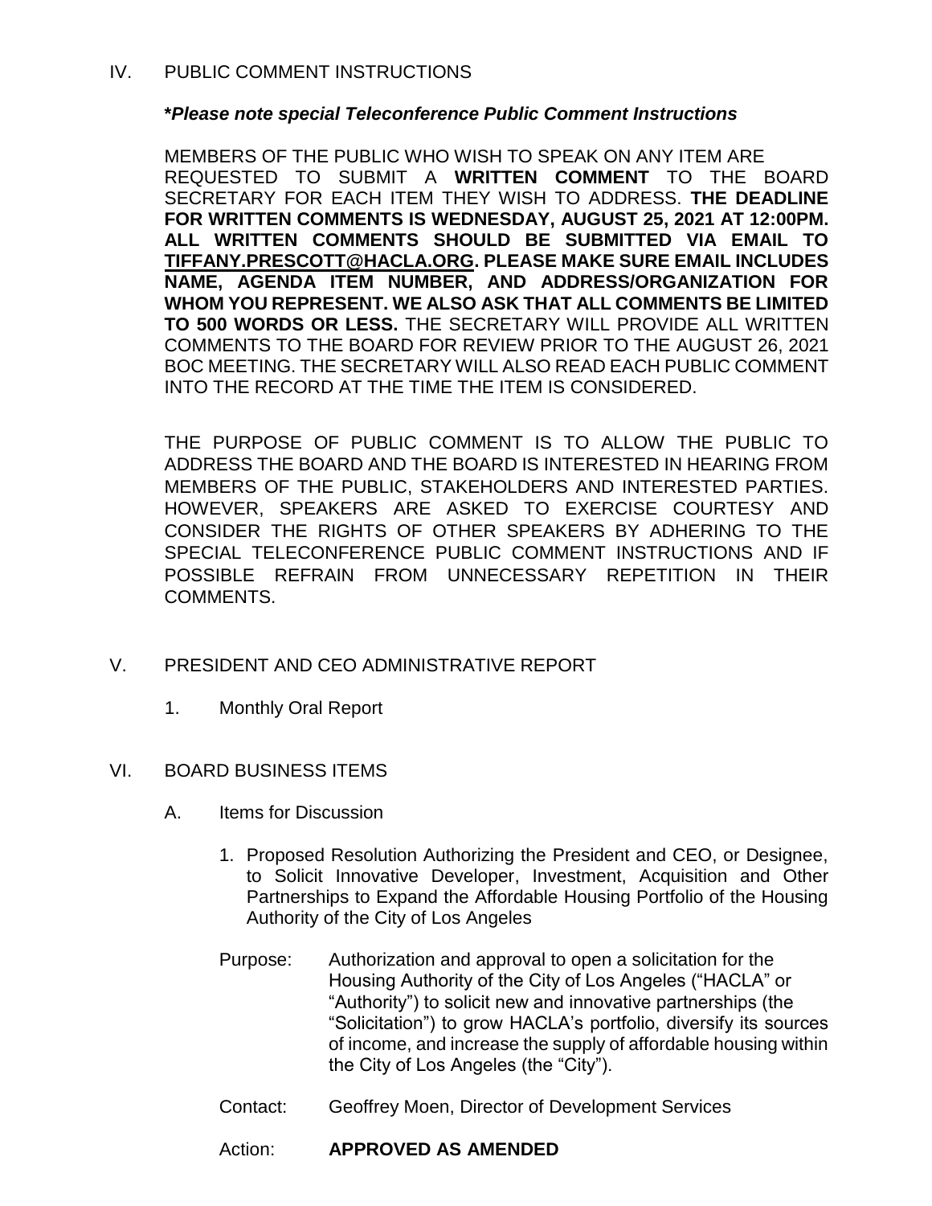## IV. PUBLIC COMMENT INSTRUCTIONS

***Please note special Teleconference Public Comment Instructions***

MEMBERS OF THE PUBLIC WHO WISH TO SPEAK ON ANY ITEM ARE REQUESTED TO SUBMIT A **WRITTEN COMMENT** TO THE BOARD SECRETARY FOR EACH ITEM THEY WISH TO ADDRESS. **THE DEADLINE FOR WRITTEN COMMENTS IS WEDNESDAY, AUGUST 25, 2021 AT 12:00PM. ALL WRITTEN COMMENTS SHOULD BE SUBMITTED VIA EMAIL TO TIFFANY.PRESCOTT@HACLA.ORG. PLEASE MAKE SURE EMAIL INCLUDES NAME, AGENDA ITEM NUMBER, AND ADDRESS/ORGANIZATION FOR WHOM YOU REPRESENT. WE ALSO ASK THAT ALL COMMENTS BE LIMITED TO 500 WORDS OR LESS.** THE SECRETARY WILL PROVIDE ALL WRITTEN COMMENTS TO THE BOARD FOR REVIEW PRIOR TO THE AUGUST 26, 2021 BOC MEETING. THE SECRETARY WILL ALSO READ EACH PUBLIC COMMENT INTO THE RECORD AT THE TIME THE ITEM IS CONSIDERED.

THE PURPOSE OF PUBLIC COMMENT IS TO ALLOW THE PUBLIC TO ADDRESS THE BOARD AND THE BOARD IS INTERESTED IN HEARING FROM MEMBERS OF THE PUBLIC, STAKEHOLDERS AND INTERESTED PARTIES. HOWEVER, SPEAKERS ARE ASKED TO EXERCISE COURTESY AND CONSIDER THE RIGHTS OF OTHER SPEAKERS BY ADHERING TO THE SPECIAL TELECONFERENCE PUBLIC COMMENT INSTRUCTIONS AND IF POSSIBLE REFRAIN FROM UNNECESSARY REPETITION IN THEIR COMMENTS.

## V. PRESIDENT AND CEO ADMINISTRATIVE REPORT

1. Monthly Oral Report

## VI. BOARD BUSINESS ITEMS

A. Items for Discussion

1. Proposed Resolution Authorizing the President and CEO, or Designee, to Solicit Innovative Developer, Investment, Acquisition and Other Partnerships to Expand the Affordable Housing Portfolio of the Housing Authority of the City of Los Angeles

Purpose: Authorization and approval to open a solicitation for the Housing Authority of the City of Los Angeles ("HACLA" or "Authority") to solicit new and innovative partnerships (the "Solicitation") to grow HACLA's portfolio, diversify its sources of income, and increase the supply of affordable housing within the City of Los Angeles (the "City").

Contact: Geoffrey Moen, Director of Development Services

Action: **APPROVED AS AMENDED**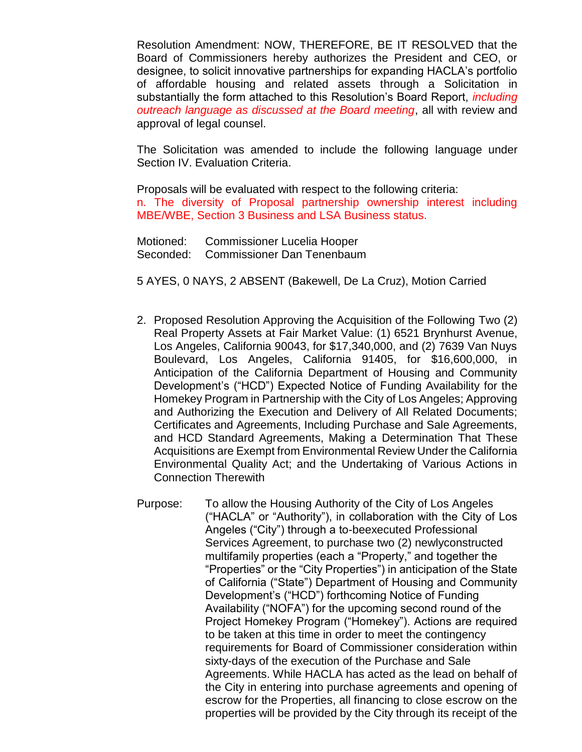Resolution Amendment: NOW, THEREFORE, BE IT RESOLVED that the Board of Commissioners hereby authorizes the President and CEO, or designee, to solicit innovative partnerships for expanding HACLA's portfolio of affordable housing and related assets through a Solicitation in substantially the form attached to this Resolution's Board Report, *including outreach language as discussed at the Board meeting*, all with review and approval of legal counsel.

The Solicitation was amended to include the following language under Section IV. Evaluation Criteria.

Proposals will be evaluated with respect to the following criteria:
n. The diversity of Proposal partnership ownership interest including MBE/WBE, Section 3 Business and LSA Business status.

Motioned: Commissioner Lucelia Hooper
Seconded: Commissioner Dan Tenenbaum

5 AYES, 0 NAYS, 2 ABSENT (Bakewell, De La Cruz), Motion Carried

2. Proposed Resolution Approving the Acquisition of the Following Two (2) Real Property Assets at Fair Market Value: (1) 6521 Brynhurst Avenue, Los Angeles, California 90043, for $17,340,000, and (2) 7639 Van Nuys Boulevard, Los Angeles, California 91405, for $16,600,000, in Anticipation of the California Department of Housing and Community Development's ("HCD") Expected Notice of Funding Availability for the Homekey Program in Partnership with the City of Los Angeles; Approving and Authorizing the Execution and Delivery of All Related Documents; Certificates and Agreements, Including Purchase and Sale Agreements, and HCD Standard Agreements, Making a Determination That These Acquisitions are Exempt from Environmental Review Under the California Environmental Quality Act; and the Undertaking of Various Actions in Connection Therewith

Purpose: To allow the Housing Authority of the City of Los Angeles ("HACLA" or "Authority"), in collaboration with the City of Los Angeles ("City") through a to-beexecuted Professional Services Agreement, to purchase two (2) newlyconstructed multifamily properties (each a "Property," and together the "Properties" or the "City Properties") in anticipation of the State of California ("State") Department of Housing and Community Development's ("HCD") forthcoming Notice of Funding Availability ("NOFA") for the upcoming second round of the Project Homekey Program ("Homekey"). Actions are required to be taken at this time in order to meet the contingency requirements for Board of Commissioner consideration within sixty-days of the execution of the Purchase and Sale Agreements. While HACLA has acted as the lead on behalf of the City in entering into purchase agreements and opening of escrow for the Properties, all financing to close escrow on the properties will be provided by the City through its receipt of the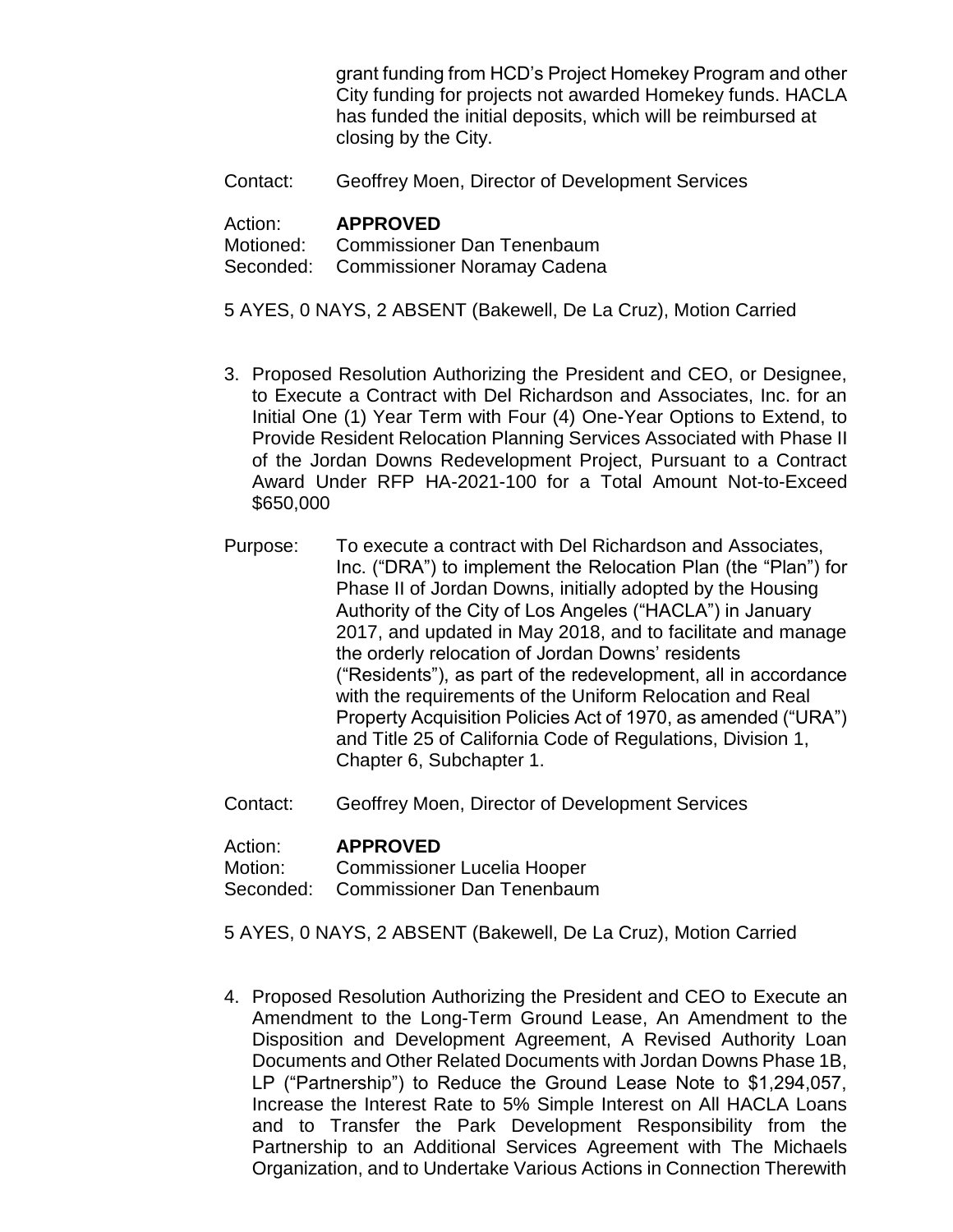grant funding from HCD's Project Homekey Program and other City funding for projects not awarded Homekey funds. HACLA has funded the initial deposits, which will be reimbursed at closing by the City.

Contact: Geoffrey Moen, Director of Development Services

Action: **APPROVED**
Motioned: Commissioner Dan Tenenbaum
Seconded: Commissioner Noramay Cadena

5 AYES, 0 NAYS, 2 ABSENT (Bakewell, De La Cruz), Motion Carried

3. Proposed Resolution Authorizing the President and CEO, or Designee, to Execute a Contract with Del Richardson and Associates, Inc. for an Initial One (1) Year Term with Four (4) One-Year Options to Extend, to Provide Resident Relocation Planning Services Associated with Phase II of the Jordan Downs Redevelopment Project, Pursuant to a Contract Award Under RFP HA-2021-100 for a Total Amount Not-to-Exceed $650,000

Purpose: To execute a contract with Del Richardson and Associates, Inc. ("DRA") to implement the Relocation Plan (the "Plan") for Phase II of Jordan Downs, initially adopted by the Housing Authority of the City of Los Angeles ("HACLA") in January 2017, and updated in May 2018, and to facilitate and manage the orderly relocation of Jordan Downs' residents ("Residents"), as part of the redevelopment, all in accordance with the requirements of the Uniform Relocation and Real Property Acquisition Policies Act of 1970, as amended ("URA") and Title 25 of California Code of Regulations, Division 1, Chapter 6, Subchapter 1.

Contact: Geoffrey Moen, Director of Development Services

Action: **APPROVED**
Motion: Commissioner Lucelia Hooper
Seconded: Commissioner Dan Tenenbaum

5 AYES, 0 NAYS, 2 ABSENT (Bakewell, De La Cruz), Motion Carried

4. Proposed Resolution Authorizing the President and CEO to Execute an Amendment to the Long-Term Ground Lease, An Amendment to the Disposition and Development Agreement, A Revised Authority Loan Documents and Other Related Documents with Jordan Downs Phase 1B, LP ("Partnership") to Reduce the Ground Lease Note to $1,294,057, Increase the Interest Rate to 5% Simple Interest on All HACLA Loans and to Transfer the Park Development Responsibility from the Partnership to an Additional Services Agreement with The Michaels Organization, and to Undertake Various Actions in Connection Therewith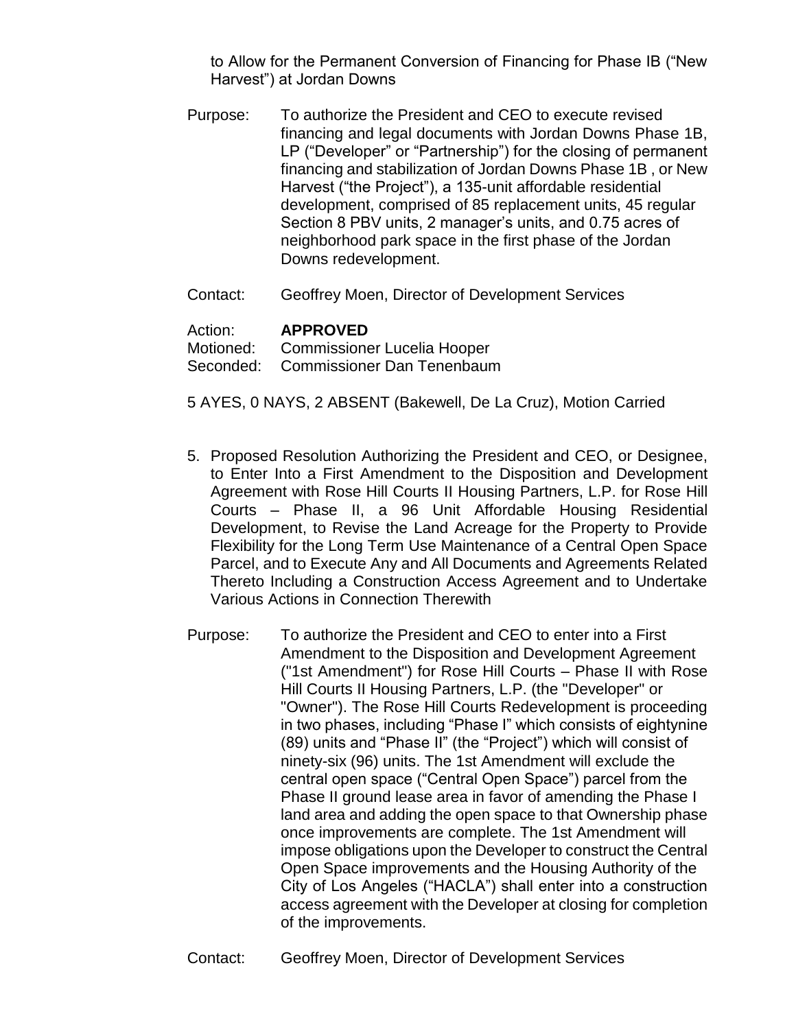to Allow for the Permanent Conversion of Financing for Phase IB ("New Harvest") at Jordan Downs

Purpose: To authorize the President and CEO to execute revised financing and legal documents with Jordan Downs Phase 1B, LP ("Developer" or "Partnership") for the closing of permanent financing and stabilization of Jordan Downs Phase 1B , or New Harvest ("the Project"), a 135-unit affordable residential development, comprised of 85 replacement units, 45 regular Section 8 PBV units, 2 manager's units, and 0.75 acres of neighborhood park space in the first phase of the Jordan Downs redevelopment.

Contact: Geoffrey Moen, Director of Development Services

Action: **APPROVED**
Motioned: Commissioner Lucelia Hooper
Seconded: Commissioner Dan Tenenbaum

5 AYES, 0 NAYS, 2 ABSENT (Bakewell, De La Cruz), Motion Carried

5. Proposed Resolution Authorizing the President and CEO, or Designee, to Enter Into a First Amendment to the Disposition and Development Agreement with Rose Hill Courts II Housing Partners, L.P. for Rose Hill Courts – Phase II, a 96 Unit Affordable Housing Residential Development, to Revise the Land Acreage for the Property to Provide Flexibility for the Long Term Use Maintenance of a Central Open Space Parcel, and to Execute Any and All Documents and Agreements Related Thereto Including a Construction Access Agreement and to Undertake Various Actions in Connection Therewith

Purpose: To authorize the President and CEO to enter into a First Amendment to the Disposition and Development Agreement ("1st Amendment") for Rose Hill Courts – Phase II with Rose Hill Courts II Housing Partners, L.P. (the "Developer" or "Owner"). The Rose Hill Courts Redevelopment is proceeding in two phases, including "Phase I" which consists of eightynine (89) units and "Phase II" (the "Project") which will consist of ninety-six (96) units. The 1st Amendment will exclude the central open space ("Central Open Space") parcel from the Phase II ground lease area in favor of amending the Phase I land area and adding the open space to that Ownership phase once improvements are complete. The 1st Amendment will impose obligations upon the Developer to construct the Central Open Space improvements and the Housing Authority of the City of Los Angeles ("HACLA") shall enter into a construction access agreement with the Developer at closing for completion of the improvements.

Contact: Geoffrey Moen, Director of Development Services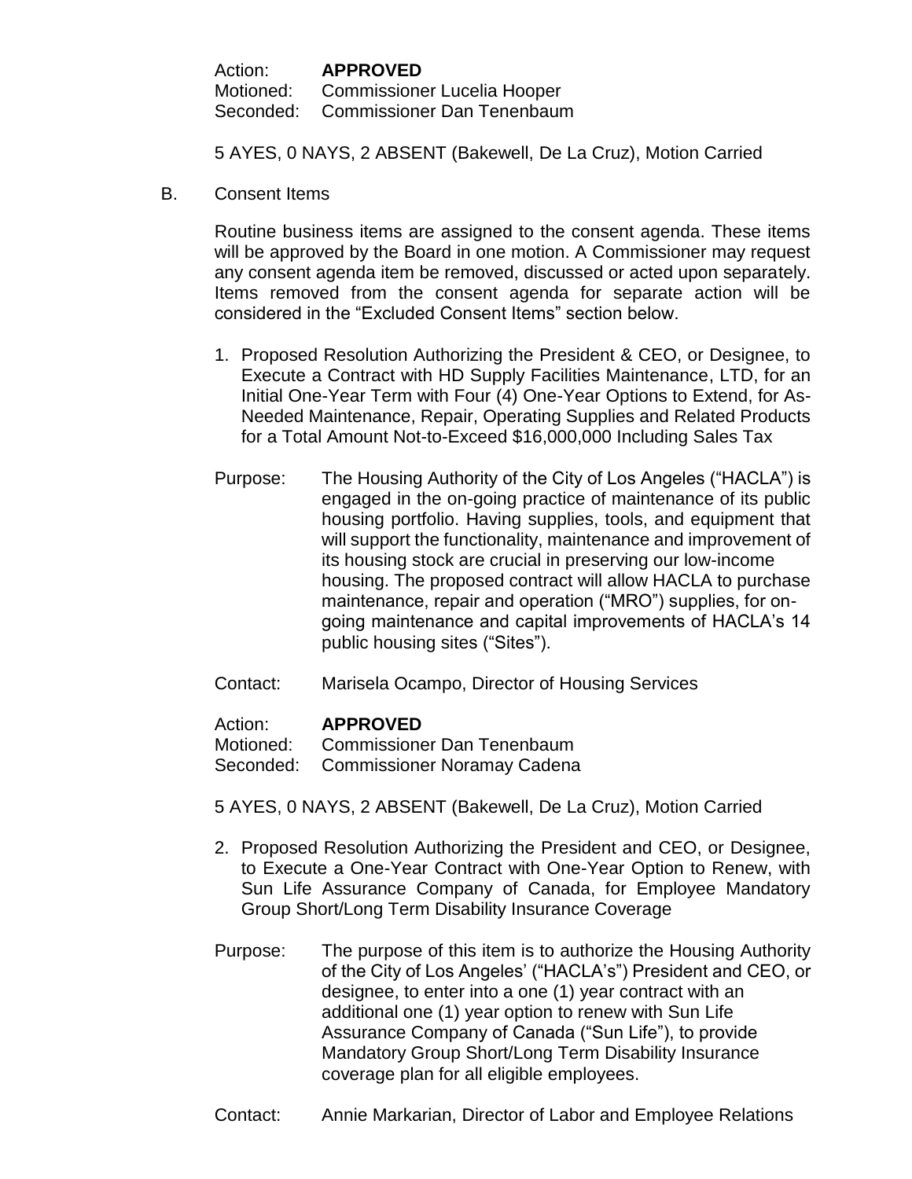Action: **APPROVED**
Motioned: Commissioner Lucelia Hooper
Seconded: Commissioner Dan Tenenbaum

5 AYES, 0 NAYS, 2 ABSENT (Bakewell, De La Cruz), Motion Carried

B. Consent Items

Routine business items are assigned to the consent agenda. These items will be approved by the Board in one motion. A Commissioner may request any consent agenda item be removed, discussed or acted upon separately. Items removed from the consent agenda for separate action will be considered in the "Excluded Consent Items" section below.

1. Proposed Resolution Authorizing the President & CEO, or Designee, to Execute a Contract with HD Supply Facilities Maintenance, LTD, for an Initial One-Year Term with Four (4) One-Year Options to Extend, for As-Needed Maintenance, Repair, Operating Supplies and Related Products for a Total Amount Not-to-Exceed $16,000,000 Including Sales Tax

Purpose: The Housing Authority of the City of Los Angeles ("HACLA") is engaged in the on-going practice of maintenance of its public housing portfolio. Having supplies, tools, and equipment that will support the functionality, maintenance and improvement of its housing stock are crucial in preserving our low-income housing. The proposed contract will allow HACLA to purchase maintenance, repair and operation ("MRO") supplies, for on-going maintenance and capital improvements of HACLA's 14 public housing sites ("Sites").

Contact: Marisela Ocampo, Director of Housing Services

Action: **APPROVED**
Motioned: Commissioner Dan Tenenbaum
Seconded: Commissioner Noramay Cadena

5 AYES, 0 NAYS, 2 ABSENT (Bakewell, De La Cruz), Motion Carried

2. Proposed Resolution Authorizing the President and CEO, or Designee, to Execute a One-Year Contract with One-Year Option to Renew, with Sun Life Assurance Company of Canada, for Employee Mandatory Group Short/Long Term Disability Insurance Coverage

Purpose: The purpose of this item is to authorize the Housing Authority of the City of Los Angeles' ("HACLA's") President and CEO, or designee, to enter into a one (1) year contract with an additional one (1) year option to renew with Sun Life Assurance Company of Canada ("Sun Life"), to provide Mandatory Group Short/Long Term Disability Insurance coverage plan for all eligible employees.

Contact: Annie Markarian, Director of Labor and Employee Relations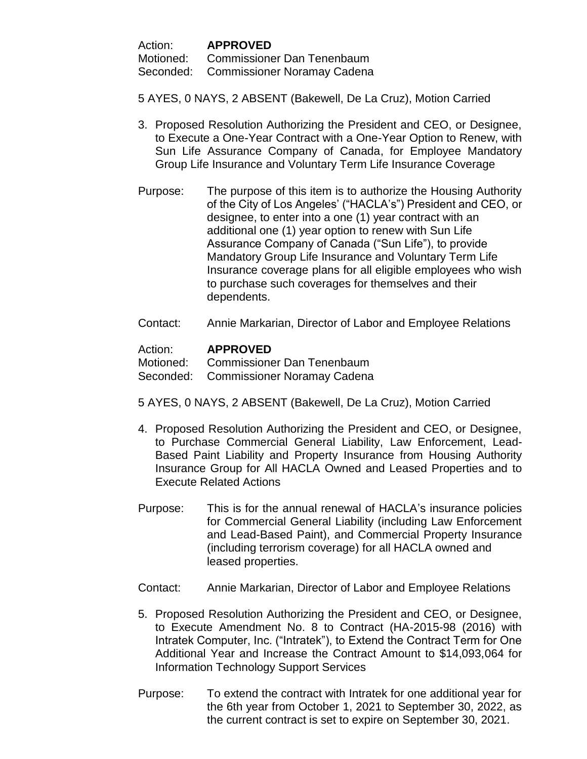Action: **APPROVED**
Motioned: Commissioner Dan Tenenbaum
Seconded: Commissioner Noramay Cadena

5 AYES, 0 NAYS, 2 ABSENT (Bakewell, De La Cruz), Motion Carried

3. Proposed Resolution Authorizing the President and CEO, or Designee, to Execute a One-Year Contract with a One-Year Option to Renew, with Sun Life Assurance Company of Canada, for Employee Mandatory Group Life Insurance and Voluntary Term Life Insurance Coverage

Purpose: The purpose of this item is to authorize the Housing Authority of the City of Los Angeles' ("HACLA's") President and CEO, or designee, to enter into a one (1) year contract with an additional one (1) year option to renew with Sun Life Assurance Company of Canada ("Sun Life"), to provide Mandatory Group Life Insurance and Voluntary Term Life Insurance coverage plans for all eligible employees who wish to purchase such coverages for themselves and their dependents.

Contact: Annie Markarian, Director of Labor and Employee Relations

Action: **APPROVED**
Motioned: Commissioner Dan Tenenbaum
Seconded: Commissioner Noramay Cadena

5 AYES, 0 NAYS, 2 ABSENT (Bakewell, De La Cruz), Motion Carried

4. Proposed Resolution Authorizing the President and CEO, or Designee, to Purchase Commercial General Liability, Law Enforcement, Lead-Based Paint Liability and Property Insurance from Housing Authority Insurance Group for All HACLA Owned and Leased Properties and to Execute Related Actions

Purpose: This is for the annual renewal of HACLA's insurance policies for Commercial General Liability (including Law Enforcement and Lead-Based Paint), and Commercial Property Insurance (including terrorism coverage) for all HACLA owned and leased properties.

Contact: Annie Markarian, Director of Labor and Employee Relations

5. Proposed Resolution Authorizing the President and CEO, or Designee, to Execute Amendment No. 8 to Contract (HA-2015-98 (2016) with Intratek Computer, Inc. ("Intratek"), to Extend the Contract Term for One Additional Year and Increase the Contract Amount to $14,093,064 for Information Technology Support Services

Purpose: To extend the contract with Intratek for one additional year for the 6th year from October 1, 2021 to September 30, 2022, as the current contract is set to expire on September 30, 2021.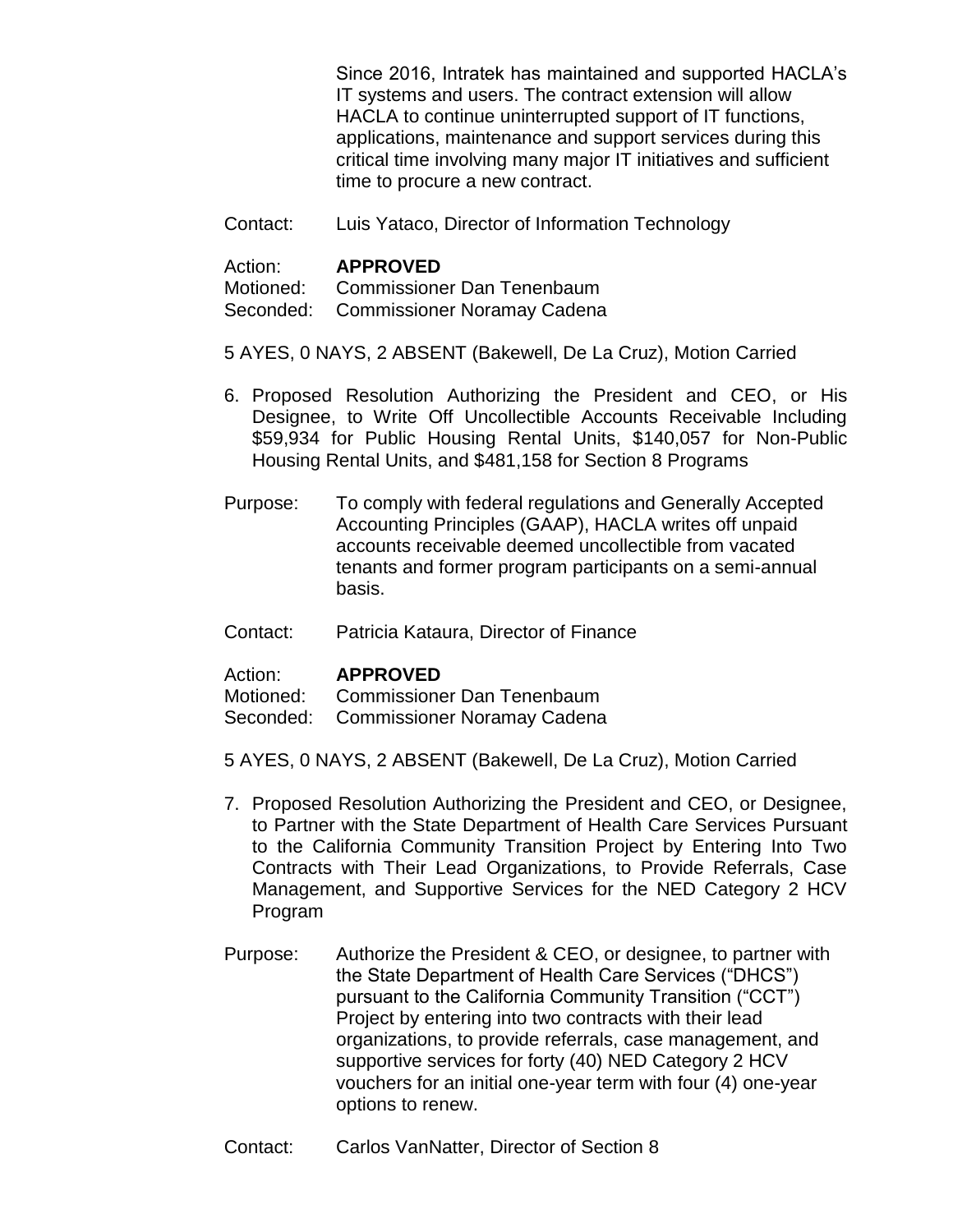Since 2016, Intratek has maintained and supported HACLA's IT systems and users. The contract extension will allow HACLA to continue uninterrupted support of IT functions, applications, maintenance and support services during this critical time involving many major IT initiatives and sufficient time to procure a new contract.

Contact: Luis Yataco, Director of Information Technology

Action: **APPROVED**
Motioned: Commissioner Dan Tenenbaum
Seconded: Commissioner Noramay Cadena

5 AYES, 0 NAYS, 2 ABSENT (Bakewell, De La Cruz), Motion Carried

6. Proposed Resolution Authorizing the President and CEO, or His Designee, to Write Off Uncollectible Accounts Receivable Including $59,934 for Public Housing Rental Units, $140,057 for Non-Public Housing Rental Units, and $481,158 for Section 8 Programs

Purpose: To comply with federal regulations and Generally Accepted Accounting Principles (GAAP), HACLA writes off unpaid accounts receivable deemed uncollectible from vacated tenants and former program participants on a semi-annual basis.

Contact: Patricia Kataura, Director of Finance

Action: **APPROVED**
Motioned: Commissioner Dan Tenenbaum
Seconded: Commissioner Noramay Cadena

5 AYES, 0 NAYS, 2 ABSENT (Bakewell, De La Cruz), Motion Carried

7. Proposed Resolution Authorizing the President and CEO, or Designee, to Partner with the State Department of Health Care Services Pursuant to the California Community Transition Project by Entering Into Two Contracts with Their Lead Organizations, to Provide Referrals, Case Management, and Supportive Services for the NED Category 2 HCV Program

Purpose: Authorize the President & CEO, or designee, to partner with the State Department of Health Care Services ("DHCS") pursuant to the California Community Transition ("CCT") Project by entering into two contracts with their lead organizations, to provide referrals, case management, and supportive services for forty (40) NED Category 2 HCV vouchers for an initial one-year term with four (4) one-year options to renew.

Contact: Carlos VanNatter, Director of Section 8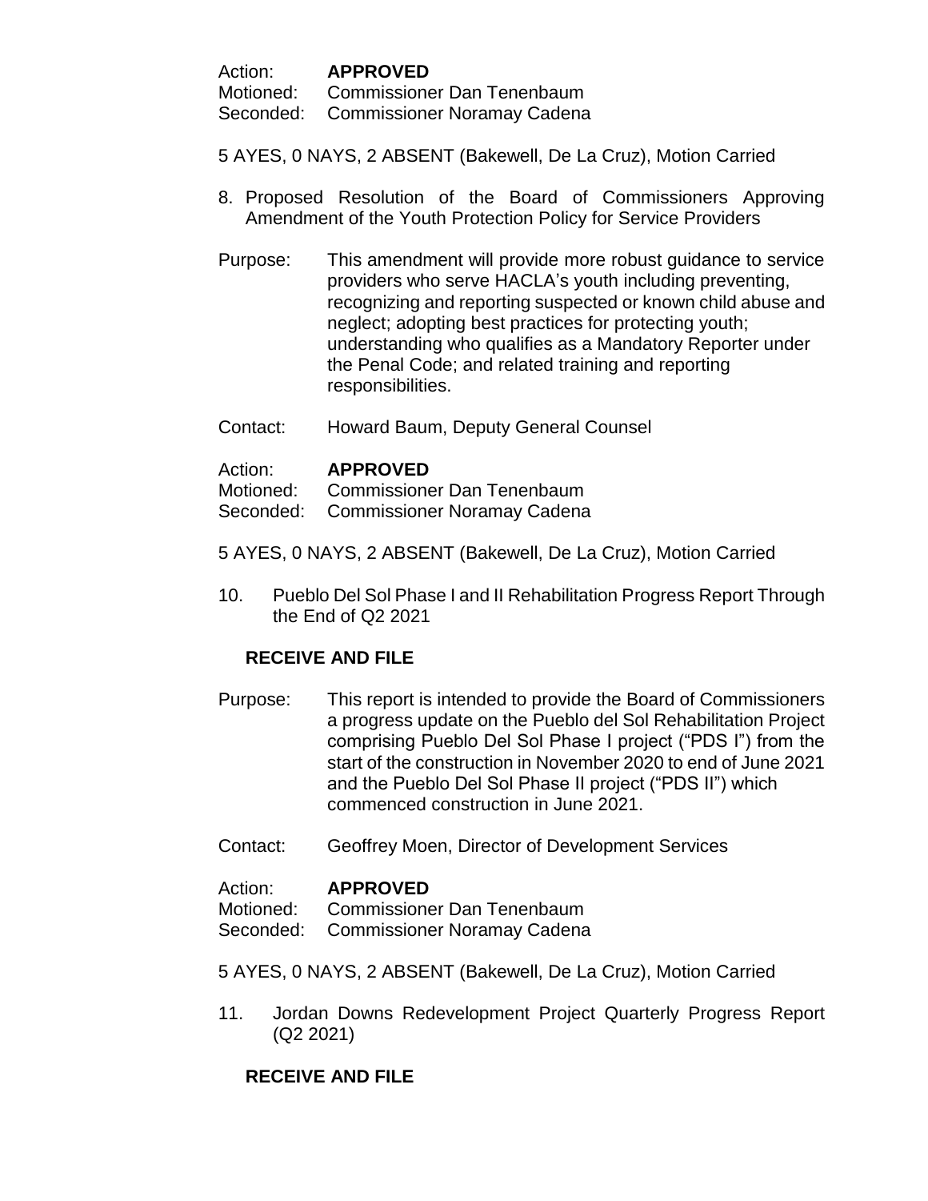Action: **APPROVED**
Motioned: Commissioner Dan Tenenbaum
Seconded: Commissioner Noramay Cadena

5 AYES, 0 NAYS, 2 ABSENT (Bakewell, De La Cruz), Motion Carried

8. Proposed Resolution of the Board of Commissioners Approving Amendment of the Youth Protection Policy for Service Providers

Purpose: This amendment will provide more robust guidance to service providers who serve HACLA's youth including preventing, recognizing and reporting suspected or known child abuse and neglect; adopting best practices for protecting youth; understanding who qualifies as a Mandatory Reporter under the Penal Code; and related training and reporting responsibilities.

Contact: Howard Baum, Deputy General Counsel

Action: **APPROVED**
Motioned: Commissioner Dan Tenenbaum
Seconded: Commissioner Noramay Cadena

5 AYES, 0 NAYS, 2 ABSENT (Bakewell, De La Cruz), Motion Carried

10. Pueblo Del Sol Phase I and II Rehabilitation Progress Report Through the End of Q2 2021

**RECEIVE AND FILE**

Purpose: This report is intended to provide the Board of Commissioners a progress update on the Pueblo del Sol Rehabilitation Project comprising Pueblo Del Sol Phase I project ("PDS I") from the start of the construction in November 2020 to end of June 2021 and the Pueblo Del Sol Phase II project ("PDS II") which commenced construction in June 2021.

Contact: Geoffrey Moen, Director of Development Services

Action: **APPROVED**
Motioned: Commissioner Dan Tenenbaum
Seconded: Commissioner Noramay Cadena

5 AYES, 0 NAYS, 2 ABSENT (Bakewell, De La Cruz), Motion Carried

11. Jordan Downs Redevelopment Project Quarterly Progress Report (Q2 2021)

**RECEIVE AND FILE**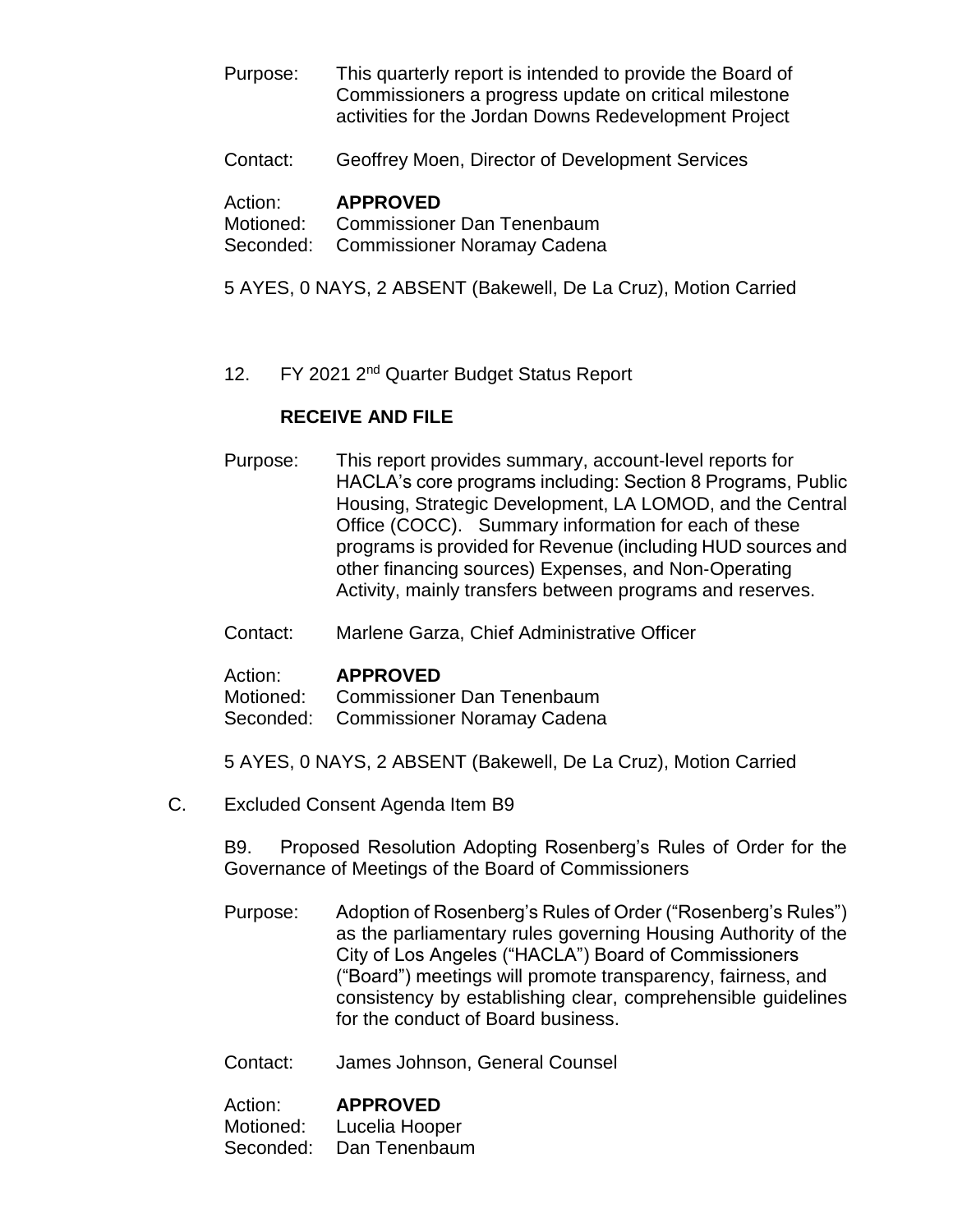Purpose: This quarterly report is intended to provide the Board of Commissioners a progress update on critical milestone activities for the Jordan Downs Redevelopment Project

Contact: Geoffrey Moen, Director of Development Services

Action: **APPROVED**
Motioned: Commissioner Dan Tenenbaum
Seconded: Commissioner Noramay Cadena

5 AYES, 0 NAYS, 2 ABSENT (Bakewell, De La Cruz), Motion Carried

12. FY 2021 2nd Quarter Budget Status Report

**RECEIVE AND FILE**

Purpose: This report provides summary, account-level reports for HACLA's core programs including: Section 8 Programs, Public Housing, Strategic Development, LA LOMOD, and the Central Office (COCC). Summary information for each of these programs is provided for Revenue (including HUD sources and other financing sources) Expenses, and Non-Operating Activity, mainly transfers between programs and reserves.

Contact: Marlene Garza, Chief Administrative Officer

Action: **APPROVED**
Motioned: Commissioner Dan Tenenbaum
Seconded: Commissioner Noramay Cadena

5 AYES, 0 NAYS, 2 ABSENT (Bakewell, De La Cruz), Motion Carried

C. Excluded Consent Agenda Item B9

B9. Proposed Resolution Adopting Rosenberg's Rules of Order for the Governance of Meetings of the Board of Commissioners

Purpose: Adoption of Rosenberg's Rules of Order ("Rosenberg's Rules") as the parliamentary rules governing Housing Authority of the City of Los Angeles ("HACLA") Board of Commissioners ("Board") meetings will promote transparency, fairness, and consistency by establishing clear, comprehensible guidelines for the conduct of Board business.

Contact: James Johnson, General Counsel

Action: **APPROVED**
Motioned: Lucelia Hooper
Seconded: Dan Tenenbaum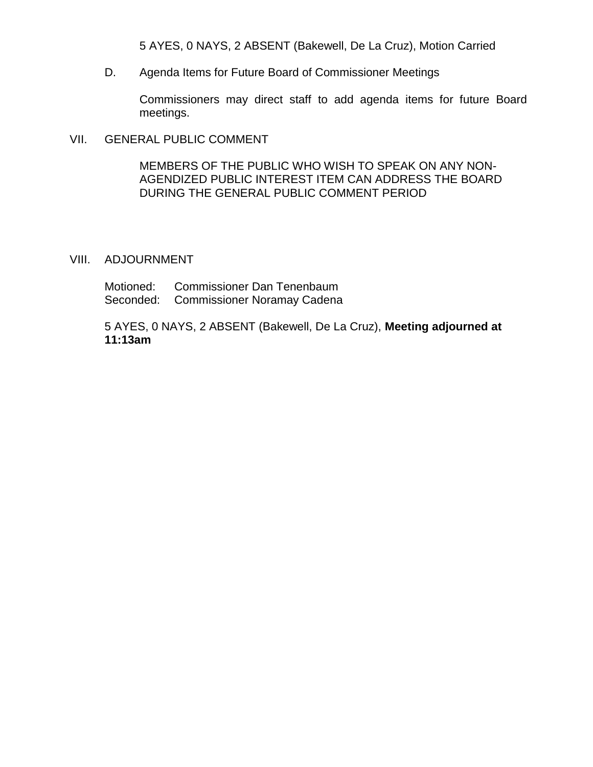5 AYES, 0 NAYS, 2 ABSENT (Bakewell, De La Cruz), Motion Carried

D. Agenda Items for Future Board of Commissioner Meetings

Commissioners may direct staff to add agenda items for future Board meetings.

## VII. GENERAL PUBLIC COMMENT

MEMBERS OF THE PUBLIC WHO WISH TO SPEAK ON ANY NON-AGENDIZED PUBLIC INTEREST ITEM CAN ADDRESS THE BOARD DURING THE GENERAL PUBLIC COMMENT PERIOD

## VIII. ADJOURNMENT

Motioned: Commissioner Dan Tenenbaum
Seconded: Commissioner Noramay Cadena

5 AYES, 0 NAYS, 2 ABSENT (Bakewell, De La Cruz), **Meeting adjourned at 11:13am**